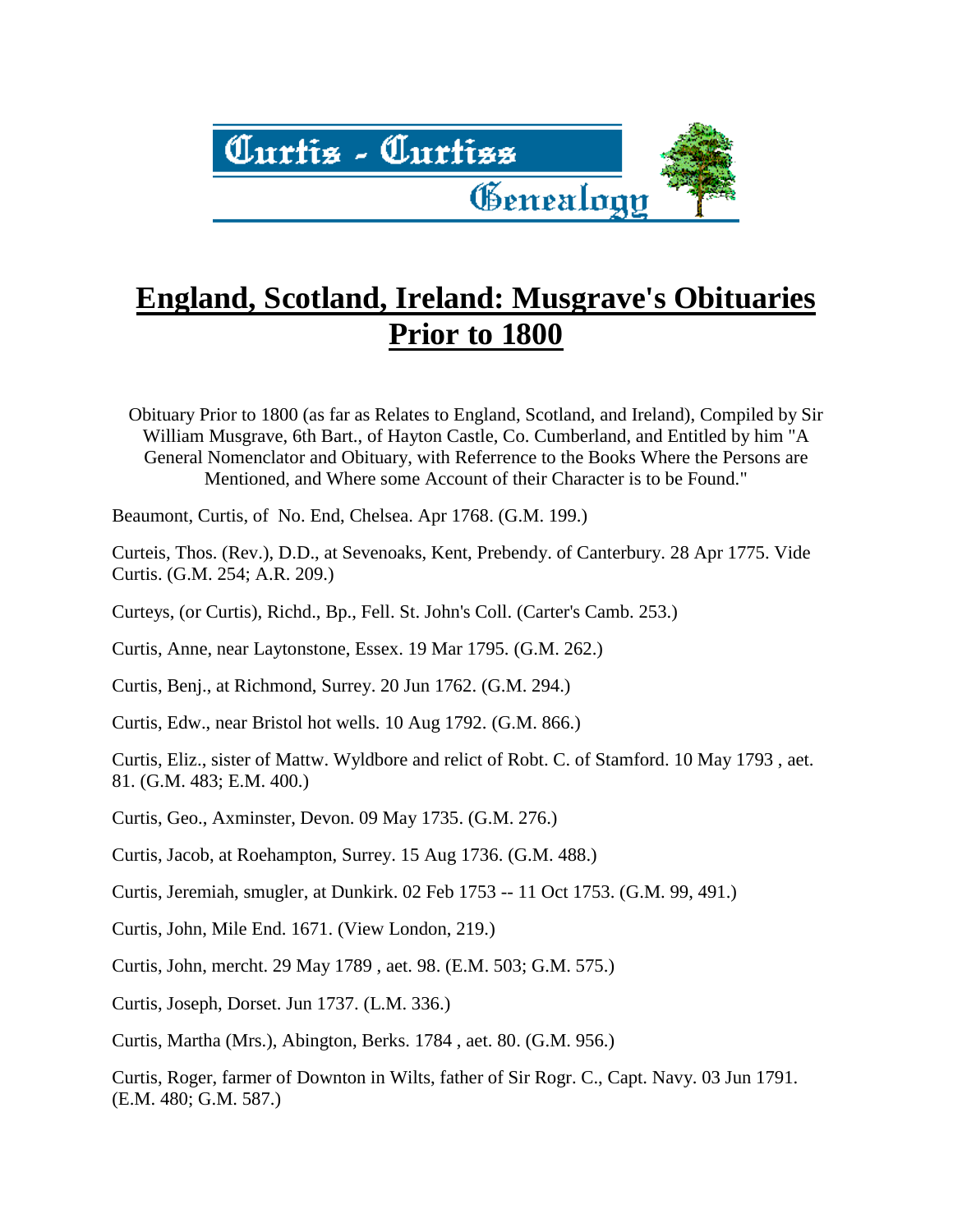# England, Scotland, Ireland: Musgrave's Obituaries Prior to 1800

Obituary Prior to 1800 (as far as Relates to England, Scotland, and Ireland), Compiled by Sir William Musgrave, 6th Bart., of Hayton Castle, Co. Cumberland, and Entitled by him "A General Nomenclator and Obituary, with Referrence to the Books Where the Persons are Mentioned, and Where some Account of their Character is to be Found."

Beaumont, Curtis, of No. End, Chelsea. Apr 1768. (G.M. 199.)

Curteis, Thos. (Rev.), D.D., at Sevenoaks, Kent, Prebendy. of Canterbury. 28 Apr 1775. Vide Curtis. (G.M. 254; A.R. 209.)

Curteys, (or Curtis), Richd., Bp., Fell. St. John's Coll. (Carter's Camb. 253.)

Curtis, Anne, near Laytonstone, Essex. 19 Mar 1795. (G.M. 262.)

Curtis, Benj., at Richmond, Surrey. 20 Jun 1762. (G.M. 294.)

Curtis, Edw., near Bristol hot wells. 10 Aug 1792. (G.M. 866.)

Curtis, Eliz., sister of Mattw. Wyldbore and relict of Robt. C. of Stamford. 10 May 1793 , aet. 81. (G.M. 483; E.M. 400.)

Curtis, Geo., Axminster, Devon. 09 May 1735. (G.M. 276.)

Curtis, Jacob, at Roehampton, Surrey. 15 Aug 1736. (G.M. 488.)

Curtis, Jeremiah, smugler, at Dunkirk. 02 Feb 1753 -- 11 Oct 1753. (G.M. 99, 491.)

Curtis, John, Mile End. 1671. (View London, 219.)

Curtis, John, mercht. 29 May 1789 , aet. 98. (E.M. 503; G.M. 575.)

Curtis, Joseph, Dorset. Jun 1737. (L.M. 336.)

Curtis, Martha (Mrs.), Abington, Berks. 1784 , aet. 80. (G.M. 956.)

Curtis, Roger, farmer of Downton in Wilts, father of Sir Rogr. C., Capt. Navy. 03 Jun 1791. (E.M. 480; G.M. 587.)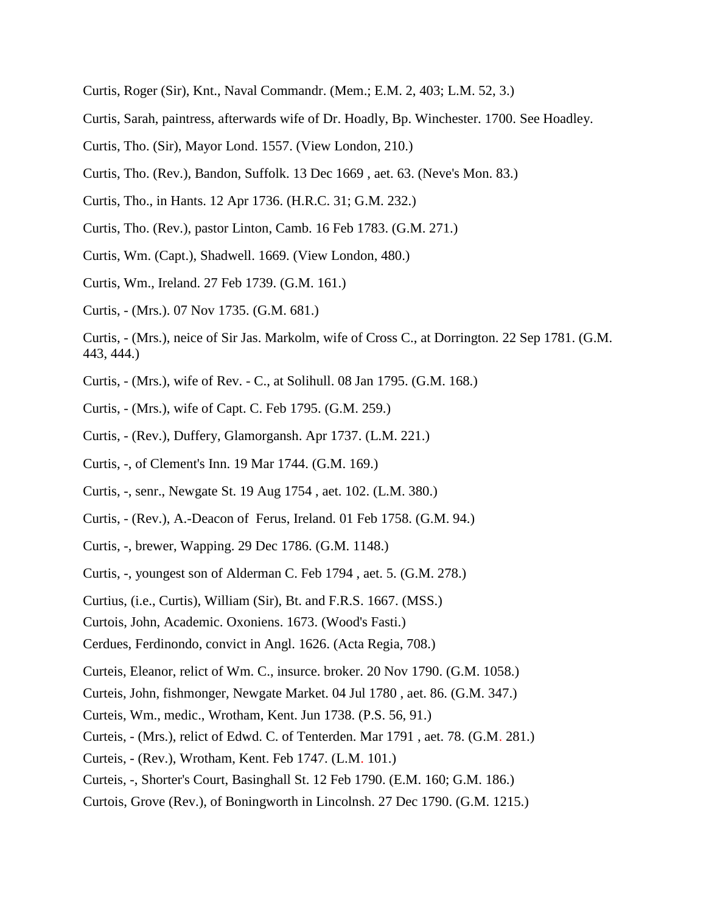Curtis, Roger (Sir), Knt., Naval Commandr. (Mem.; E.M. 2, 403; L.M. 52, 3.)

Curtis, Sarah, paintress, afterwards wife of Dr. Hoadly, Bp. Winchester. 1700. See Hoadley.

Curtis, Tho. (Sir), Mayor Lond. 1557. (View London, 210.)

Curtis, Tho. (Rev.), Bandon, Suffolk. 13 Dec 1669 , aet. 63. (Neve's Mon. 83.)

Curtis, Tho., in Hants. 12 Apr 1736. (H.R.C. 31; G.M. 232.)

Curtis, Tho. (Rev.), pastor Linton, Camb. 16 Feb 1783. (G.M. 271.)

Curtis, Wm. (Capt.), Shadwell. 1669. (View London, 480.)

Curtis, Wm., Ireland. 27 Feb 1739. (G.M. 161.)

Curtis, - (Mrs.). 07 Nov 1735. (G.M. 681.)

Curtis, - (Mrs.), neice of Sir Jas. Markolm, wife of Cross C., at Dorrington. 22 Sep 1781. (G.M. 443, 444.)

Curtis, - (Mrs.), wife of Rev. - C., at Solihull. 08 Jan 1795. (G.M. 168.)

Curtis, - (Mrs.), wife of Capt. C. Feb 1795. (G.M. 259.)

Curtis, - (Rev.), Duffery, Glamorgansh. Apr 1737. (L.M. 221.)

Curtis, -, of Clement's Inn. 19 Mar 1744. (G.M. 169.)

Curtis, -, senr., Newgate St. 19 Aug 1754 , aet. 102. (L.M. 380.)

Curtis, - (Rev.), A.-Deacon of Ferus, Ireland. 01 Feb 1758. (G.M. 94.)

Curtis, -, brewer, Wapping. 29 Dec 1786. (G.M. 1148.)

Curtis, -, youngest son of Alderman C. Feb 1794 , aet. 5. (G.M. 278.)

Curtius, (i.e., Curtis), William (Sir), Bt. and F.R.S. 1667. (MSS.)

Curtois, John, Academic. Oxoniens. 1673. (Wood's Fasti.)

Cerdues, Ferdinondo, convict in Angl. 1626. (Acta Regia, 708.)

Curteis, Eleanor, relict of Wm. C., insurce. broker. 20 Nov 1790. (G.M. 1058.)

Curteis, John, fishmonger, Newgate Market. 04 Jul 1780 , aet. 86. (G.M. 347.)

Curteis, Wm., medic., Wrotham, Kent. Jun 1738. (P.S. 56, 91.)

Curteis, - (Mrs.), relict of Edwd. C. of Tenterden. Mar 1791 , aet. 78. (G.M. 281.)

Curteis, - (Rev.), Wrotham, Kent. Feb 1747. (L.M. 101.)

Curteis, -, Shorter's Court, Basinghall St. 12 Feb 1790. (E.M. 160; G.M. 186.)

Curtois, Grove (Rev.), of Boningworth in Lincolnsh. 27 Dec 1790. (G.M. 1215.)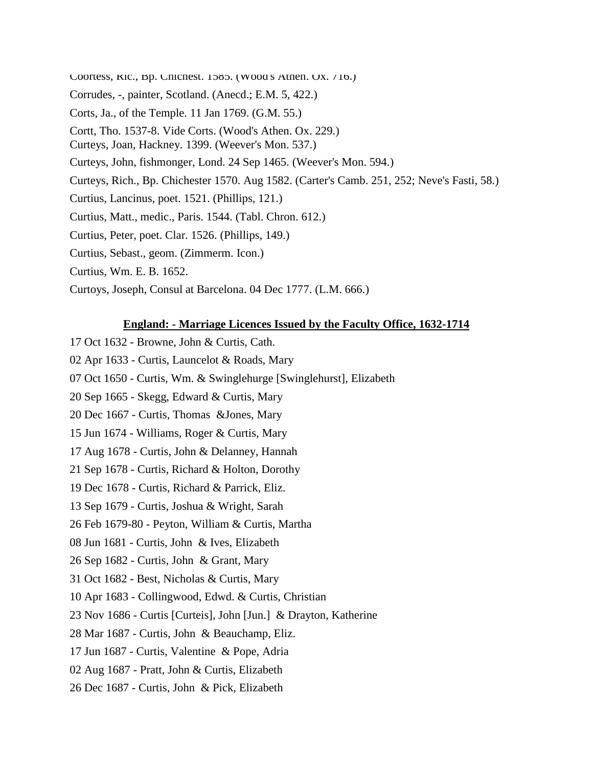Coortess, Ric., Bp. Chichest. 1585. (Wood's Athen. Ox. 716.)

Corrudes, -, painter, Scotland. (Anecd.; E.M. 5, 422.)

Corts, Ja., of the Temple. 11 Jan 1769. (G.M. 55.)

Cortt, Tho. 1537-8. Vide Corts. (Wood's Athen. Ox. 229.)

Curteys, Joan, Hackney. 1399. (Weever's Mon. 537.)

Curteys, John, fishmonger, Lond. 24 Sep 1465. (Weever's Mon. 594.)

Curteys, Rich., Bp. Chichester 1570. Aug 1582. (Carter's Camb. 251, 252; Neve's Fasti, 58.)

Curtius, Lancinus, poet. 1521. (Phillips, 121.)

Curtius, Matt., medic., Paris. 1544. (Tabl. Chron. 612.)

Curtius, Peter, poet. Clar. 1526. (Phillips, 149.)

Curtius, Sebast., geom. (Zimmerm. Icon.)

Curtius, Wm. E. B. 1652.

Curtoys, Joseph, Consul at Barcelona. 04 Dec 1777. (L.M. 666.)

**England: - Marriage Licences Issued by the Faculty Office, 1632-1714**

17 Oct 1632 - Browne, John & Curtis, Cath.

02 Apr 1633 - Curtis, Launcelot & Roads, Mary

07 Oct 1650 - Curtis, Wm. & Swinglehurge [Swinglehurst], Elizabeth

20 Sep 1665 - Skegg, Edward & Curtis, Mary

20 Dec 1667 - Curtis, Thomas &Jones, Mary

15 Jun 1674 - Williams, Roger & Curtis, Mary

17 Aug 1678 - Curtis, John & Delanney, Hannah

21 Sep 1678 - Curtis, Richard & Holton, Dorothy

19 Dec 1678 - Curtis, Richard & Parrick, Eliz.

13 Sep 1679 - Curtis, Joshua & Wright, Sarah

26 Feb 1679-80 - Peyton, William & Curtis, Martha

08 Jun 1681 - Curtis, John & Ives, Elizabeth

26 Sep 1682 - Curtis, John & Grant, Mary

31 Oct 1682 - Best, Nicholas & Curtis, Mary

10 Apr 1683 - Collingwood, Edwd. & Curtis, Christian

23 Nov 1686 - Curtis [Curteis], John [Jun.] & Drayton, Katherine

28 Mar 1687 - Curtis, John & Beauchamp, Eliz.

17 Jun 1687 - Curtis, Valentine & Pope, Adria

02 Aug 1687 - Pratt, John & Curtis, Elizabeth

26 Dec 1687 - Curtis, John & Pick, Elizabeth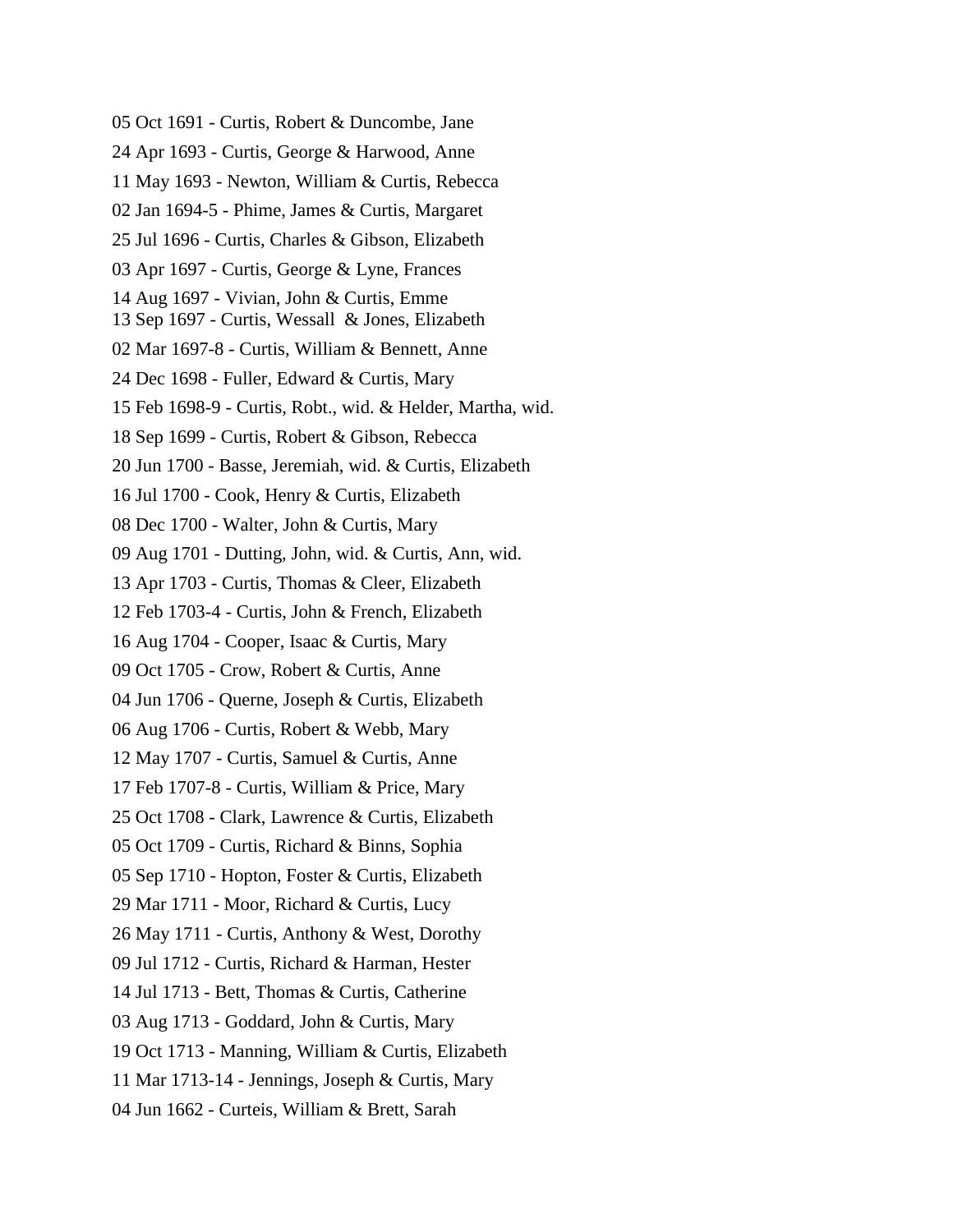05 Oct 1691 - Curtis, Robert & Duncombe, Jane

24 Apr 1693 - Curtis, George & Harwood, Anne

11 May 1693 - Newton, William & Curtis, Rebecca

02 Jan 1694-5 - Phime, James & Curtis, Margaret

25 Jul 1696 - Curtis, Charles & Gibson, Elizabeth

03 Apr 1697 - Curtis, George & Lyne, Frances

14 Aug 1697 - Vivian, John & Curtis, Emme

13 Sep 1697 - Curtis, Wessall & Jones, Elizabeth

02 Mar 1697-8 - Curtis, William & Bennett, Anne

24 Dec 1698 - Fuller, Edward & Curtis, Mary

15 Feb 1698-9 - Curtis, Robt., wid. & Helder, Martha, wid.

18 Sep 1699 - Curtis, Robert & Gibson, Rebecca

20 Jun 1700 - Basse, Jeremiah, wid. & Curtis, Elizabeth

16 Jul 1700 - Cook, Henry & Curtis, Elizabeth

08 Dec 1700 - Walter, John & Curtis, Mary

09 Aug 1701 - Dutting, John, wid. & Curtis, Ann, wid.

13 Apr 1703 - Curtis, Thomas & Cleer, Elizabeth

12 Feb 1703-4 - Curtis, John & French, Elizabeth

16 Aug 1704 - Cooper, Isaac & Curtis, Mary

09 Oct 1705 - Crow, Robert & Curtis, Anne

04 Jun 1706 - Querne, Joseph & Curtis, Elizabeth

06 Aug 1706 - Curtis, Robert & Webb, Mary

12 May 1707 - Curtis, Samuel & Curtis, Anne

17 Feb 1707-8 - Curtis, William & Price, Mary

25 Oct 1708 - Clark, Lawrence & Curtis, Elizabeth

05 Oct 1709 - Curtis, Richard & Binns, Sophia

05 Sep 1710 - Hopton, Foster & Curtis, Elizabeth

29 Mar 1711 - Moor, Richard & Curtis, Lucy

26 May 1711 - Curtis, Anthony & West, Dorothy

09 Jul 1712 - Curtis, Richard & Harman, Hester

14 Jul 1713 - Bett, Thomas & Curtis, Catherine

03 Aug 1713 - Goddard, John & Curtis, Mary

19 Oct 1713 - Manning, William & Curtis, Elizabeth

11 Mar 1713-14 - Jennings, Joseph & Curtis, Mary

04 Jun 1662 - Curteis, William & Brett, Sarah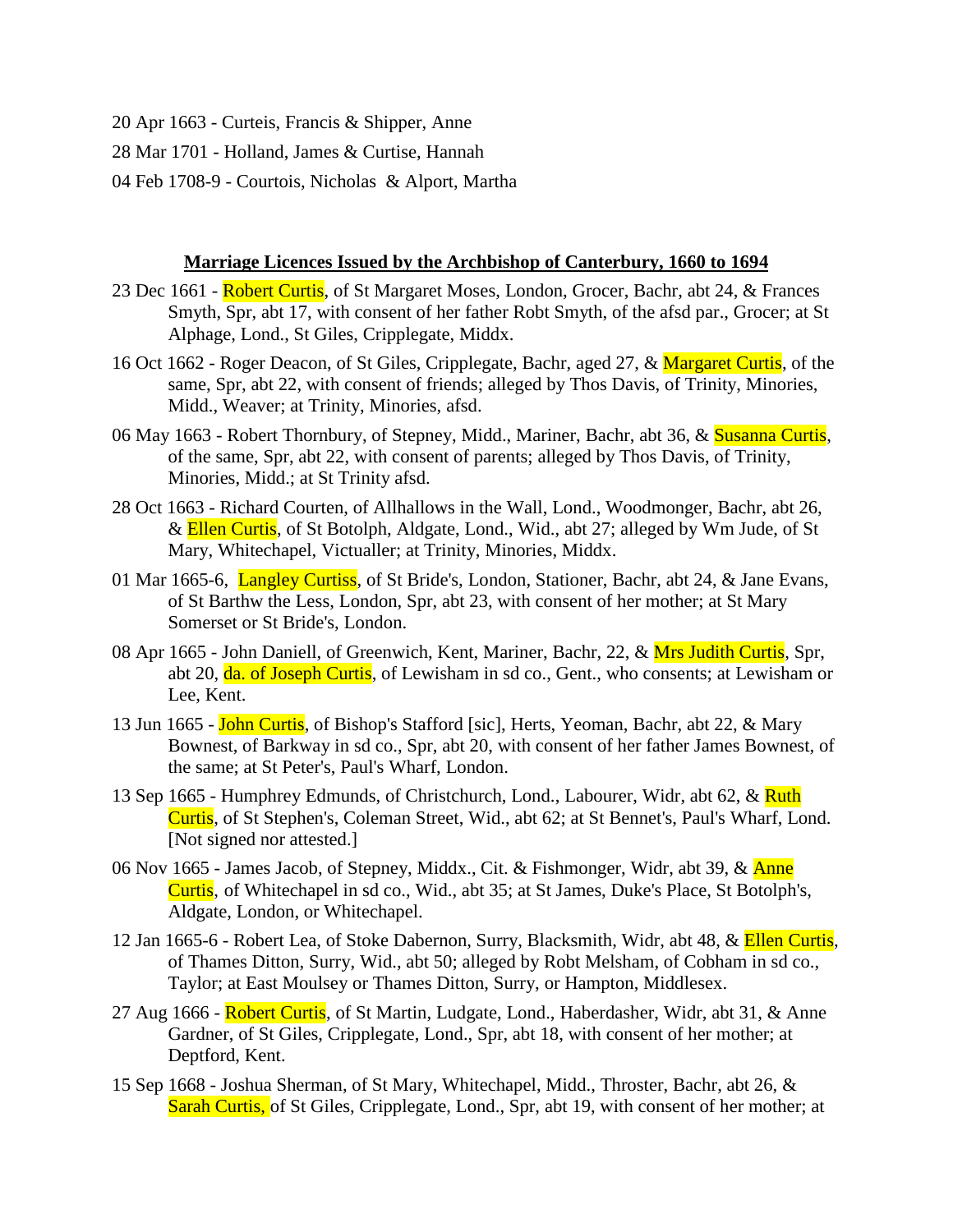20 Apr 1663 - Curteis, Francis & Shipper, Anne

28 Mar 1701 - Holland, James & Curtise, Hannah

04 Feb 1708-9 - Courtois, Nicholas & Alport, Martha

**<u>Marriage Licences Issued by the Archbishop of Canterbury, 1660 to 1694</u>**

23 Dec 1661 - Robert Curtis, of St Margaret Moses, London, Grocer, Bachr, abt 24, & Frances Smyth, Spr, abt 17, with consent of her father Robt Smyth, of the afsd par., Grocer; at St Alphage, Lond., St Giles, Cripplegate, Middx.

16 Oct 1662 - Roger Deacon, of St Giles, Cripplegate, Bachr, aged 27, & Margaret Curtis, of the same, Spr, abt 22, with consent of friends; alleged by Thos Davis, of Trinity, Minories, Midd., Weaver; at Trinity, Minories, afsd.

06 May 1663 - Robert Thornbury, of Stepney, Midd., Mariner, Bachr, abt 36, & Susanna Curtis, of the same, Spr, abt 22, with consent of parents; alleged by Thos Davis, of Trinity, Minories, Midd.; at St Trinity afsd.

28 Oct 1663 - Richard Courten, of Allhallows in the Wall, Lond., Woodmonger, Bachr, abt 26, & Ellen Curtis, of St Botolph, Aldgate, Lond., Wid., abt 27; alleged by Wm Jude, of St Mary, Whitechapel, Victualler; at Trinity, Minories, Middx.

01 Mar 1665-6, Langley Curtiss, of St Bride's, London, Stationer, Bachr, abt 24, & Jane Evans, of St Barthw the Less, London, Spr, abt 23, with consent of her mother; at St Mary Somerset or St Bride's, London.

08 Apr 1665 - John Daniell, of Greenwich, Kent, Mariner, Bachr, 22, & Mrs Judith Curtis, Spr, abt 20, da. of Joseph Curtis, of Lewisham in sd co., Gent., who consents; at Lewisham or Lee, Kent.

13 Jun 1665 - John Curtis, of Bishop's Stafford [sic], Herts, Yeoman, Bachr, abt 22, & Mary Bownest, of Barkway in sd co., Spr, abt 20, with consent of her father James Bownest, of the same; at St Peter's, Paul's Wharf, London.

13 Sep 1665 - Humphrey Edmunds, of Christchurch, Lond., Labourer, Widr, abt 62, & Ruth Curtis, of St Stephen's, Coleman Street, Wid., abt 62; at St Bennet's, Paul's Wharf, Lond. [Not signed nor attested.]

06 Nov 1665 - James Jacob, of Stepney, Middx., Cit. & Fishmonger, Widr, abt 39, & Anne Curtis, of Whitechapel in sd co., Wid., abt 35; at St James, Duke's Place, St Botolph's, Aldgate, London, or Whitechapel.

12 Jan 1665-6 - Robert Lea, of Stoke Dabernon, Surry, Blacksmith, Widr, abt 48, & Ellen Curtis, of Thames Ditton, Surry, Wid., abt 50; alleged by Robt Melsham, of Cobham in sd co., Taylor; at East Moulsey or Thames Ditton, Surry, or Hampton, Middlesex.

27 Aug 1666 - Robert Curtis, of St Martin, Ludgate, Lond., Haberdasher, Widr, abt 31, & Anne Gardner, of St Giles, Cripplegate, Lond., Spr, abt 18, with consent of her mother; at Deptford, Kent.

15 Sep 1668 - Joshua Sherman, of St Mary, Whitechapel, Midd., Throster, Bachr, abt 26, & Sarah Curtis, of St Giles, Cripplegate, Lond., Spr, abt 19, with consent of her mother; at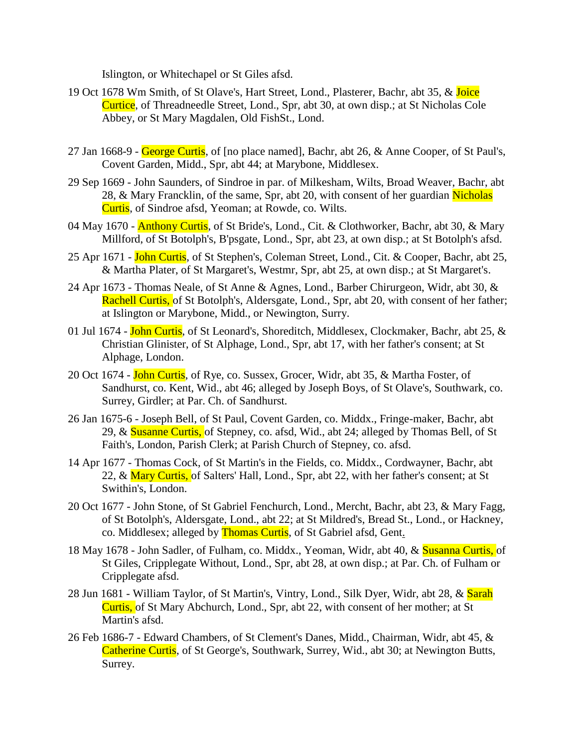Islington, or Whitechapel or St Giles afsd.

19 Oct 1678 Wm Smith, of St Olave's, Hart Street, Lond., Plasterer, Bachr, abt 35, & Joice Curtice, of Threadneedle Street, Lond., Spr, abt 30, at own disp.; at St Nicholas Cole Abbey, or St Mary Magdalen, Old FishSt., Lond.

27 Jan 1668-9 - George Curtis, of [no place named], Bachr, abt 26, & Anne Cooper, of St Paul's, Covent Garden, Midd., Spr, abt 44; at Marybone, Middlesex.

29 Sep 1669 - John Saunders, of Sindroe in par. of Milkesham, Wilts, Broad Weaver, Bachr, abt 28, & Mary Francklin, of the same, Spr, abt 20, with consent of her guardian Nicholas Curtis, of Sindroe afsd, Yeoman; at Rowde, co. Wilts.

04 May 1670 - Anthony Curtis, of St Bride's, Lond., Cit. & Clothworker, Bachr, abt 30, & Mary Millford, of St Botolph's, B'psgate, Lond., Spr, abt 23, at own disp.; at St Botolph's afsd.

25 Apr 1671 - John Curtis, of St Stephen's, Coleman Street, Lond., Cit. & Cooper, Bachr, abt 25, & Martha Plater, of St Margaret's, Westmr, Spr, abt 25, at own disp.; at St Margaret's.

24 Apr 1673 - Thomas Neale, of St Anne & Agnes, Lond., Barber Chirurgeon, Widr, abt 30, & Rachell Curtis, of St Botolph's, Aldersgate, Lond., Spr, abt 20, with consent of her father; at Islington or Marybone, Midd., or Newington, Surry.

01 Jul 1674 - John Curtis, of St Leonard's, Shoreditch, Middlesex, Clockmaker, Bachr, abt 25, & Christian Glinister, of St Alphage, Lond., Spr, abt 17, with her father's consent; at St Alphage, London.

20 Oct 1674 - John Curtis, of Rye, co. Sussex, Grocer, Widr, abt 35, & Martha Foster, of Sandhurst, co. Kent, Wid., abt 46; alleged by Joseph Boys, of St Olave's, Southwark, co. Surrey, Girdler; at Par. Ch. of Sandhurst.

26 Jan 1675-6 - Joseph Bell, of St Paul, Covent Garden, co. Middx., Fringe-maker, Bachr, abt 29, & Susanne Curtis, of Stepney, co. afsd, Wid., abt 24; alleged by Thomas Bell, of St Faith's, London, Parish Clerk; at Parish Church of Stepney, co. afsd.

14 Apr 1677 - Thomas Cock, of St Martin's in the Fields, co. Middx., Cordwayner, Bachr, abt 22, & Mary Curtis, of Salters' Hall, Lond., Spr, abt 22, with her father's consent; at St Swithin's, London.

20 Oct 1677 - John Stone, of St Gabriel Fenchurch, Lond., Mercht, Bachr, abt 23, & Mary Fagg, of St Botolph's, Aldersgate, Lond., abt 22; at St Mildred's, Bread St., Lond., or Hackney, co. Middlesex; alleged by Thomas Curtis, of St Gabriel afsd, Gent.

18 May 1678 - John Sadler, of Fulham, co. Middx., Yeoman, Widr, abt 40, & Susanna Curtis, of St Giles, Cripplegate Without, Lond., Spr, abt 28, at own disp.; at Par. Ch. of Fulham or Cripplegate afsd.

28 Jun 1681 - William Taylor, of St Martin's, Vintry, Lond., Silk Dyer, Widr, abt 28, & Sarah Curtis, of St Mary Abchurch, Lond., Spr, abt 22, with consent of her mother; at St Martin's afsd.

26 Feb 1686-7 - Edward Chambers, of St Clement's Danes, Midd., Chairman, Widr, abt 45, & Catherine Curtis, of St George's, Southwark, Surrey, Wid., abt 30; at Newington Butts, Surrey.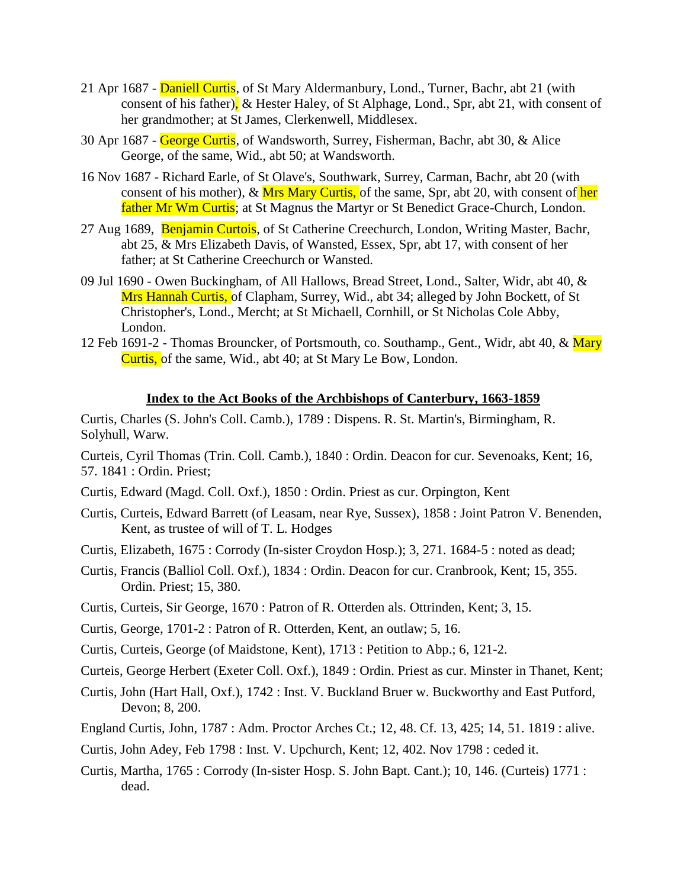21 Apr 1687 - Daniell Curtis, of St Mary Aldermanbury, Lond., Turner, Bachr, abt 21 (with consent of his father), & Hester Haley, of St Alphage, Lond., Spr, abt 21, with consent of her grandmother; at St James, Clerkenwell, Middlesex.

30 Apr 1687 - George Curtis, of Wandsworth, Surrey, Fisherman, Bachr, abt 30, & Alice George, of the same, Wid., abt 50; at Wandsworth.

16 Nov 1687 - Richard Earle, of St Olave's, Southwark, Surrey, Carman, Bachr, abt 20 (with consent of his mother), & Mrs Mary Curtis, of the same, Spr, abt 20, with consent of her father Mr Wm Curtis; at St Magnus the Martyr or St Benedict Grace-Church, London.

27 Aug 1689, Benjamin Curtois, of St Catherine Creechurch, London, Writing Master, Bachr, abt 25, & Mrs Elizabeth Davis, of Wansted, Essex, Spr, abt 17, with consent of her father; at St Catherine Creechurch or Wansted.

09 Jul 1690 - Owen Buckingham, of All Hallows, Bread Street, Lond., Salter, Widr, abt 40, & Mrs Hannah Curtis, of Clapham, Surrey, Wid., abt 34; alleged by John Bockett, of St Christopher's, Lond., Mercht; at St Michaell, Cornhill, or St Nicholas Cole Abby, London.

12 Feb 1691-2 - Thomas Brouncker, of Portsmouth, co. Southamp., Gent., Widr, abt 40, & Mary Curtis, of the same, Wid., abt 40; at St Mary Le Bow, London.

## Index to the Act Books of the Archbishops of Canterbury, 1663-1859

Curtis, Charles (S. John's Coll. Camb.), 1789 : Dispens. R. St. Martin's, Birmingham, R. Solyhull, Warw.

Curteis, Cyril Thomas (Trin. Coll. Camb.), 1840 : Ordin. Deacon for cur. Sevenoaks, Kent; 16, 57. 1841 : Ordin. Priest;

Curtis, Edward (Magd. Coll. Oxf.), 1850 : Ordin. Priest as cur. Orpington, Kent

Curtis, Curteis, Edward Barrett (of Leasam, near Rye, Sussex), 1858 : Joint Patron V. Benenden, Kent, as trustee of will of T. L. Hodges

Curtis, Elizabeth, 1675 : Corrody (In-sister Croydon Hosp.); 3, 271. 1684-5 : noted as dead;

Curtis, Francis (Balliol Coll. Oxf.), 1834 : Ordin. Deacon for cur. Cranbrook, Kent; 15, 355. Ordin. Priest; 15, 380.

Curtis, Curteis, Sir George, 1670 : Patron of R. Otterden als. Ottrinden, Kent; 3, 15.

Curtis, George, 1701-2 : Patron of R. Otterden, Kent, an outlaw; 5, 16.

Curtis, Curteis, George (of Maidstone, Kent), 1713 : Petition to Abp.; 6, 121-2.

Curteis, George Herbert (Exeter Coll. Oxf.), 1849 : Ordin. Priest as cur. Minster in Thanet, Kent;

Curtis, John (Hart Hall, Oxf.), 1742 : Inst. V. Buckland Bruer w. Buckworthy and East Putford, Devon; 8, 200.

England Curtis, John, 1787 : Adm. Proctor Arches Ct.; 12, 48. Cf. 13, 425; 14, 51. 1819 : alive.

Curtis, John Adey, Feb 1798 : Inst. V. Upchurch, Kent; 12, 402. Nov 1798 : ceded it.

Curtis, Martha, 1765 : Corrody (In-sister Hosp. S. John Bapt. Cant.); 10, 146. (Curteis) 1771 : dead.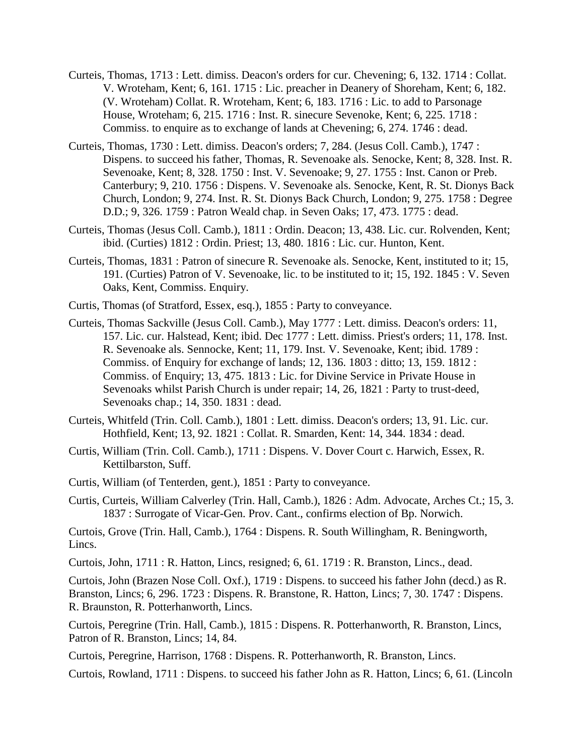Curteis, Thomas, 1713 : Lett. dimiss. Deacon's orders for cur. Chevening; 6, 132. 1714 : Collat. V. Wroteham, Kent; 6, 161. 1715 : Lic. preacher in Deanery of Shoreham, Kent; 6, 182. (V. Wroteham) Collat. R. Wroteham, Kent; 6, 183. 1716 : Lic. to add to Parsonage House, Wroteham; 6, 215. 1716 : Inst. R. sinecure Sevenoke, Kent; 6, 225. 1718 : Commiss. to enquire as to exchange of lands at Chevening; 6, 274. 1746 : dead.

Curteis, Thomas, 1730 : Lett. dimiss. Deacon's orders; 7, 284. (Jesus Coll. Camb.), 1747 : Dispens. to succeed his father, Thomas, R. Sevenoake als. Senocke, Kent; 8, 328. Inst. R. Sevenoake, Kent; 8, 328. 1750 : Inst. V. Sevenoake; 9, 27. 1755 : Inst. Canon or Preb. Canterbury; 9, 210. 1756 : Dispens. V. Sevenoake als. Senocke, Kent, R. St. Dionys Back Church, London; 9, 274. Inst. R. St. Dionys Back Church, London; 9, 275. 1758 : Degree D.D.; 9, 326. 1759 : Patron Weald chap. in Seven Oaks; 17, 473. 1775 : dead.

Curteis, Thomas (Jesus Coll. Camb.), 1811 : Ordin. Deacon; 13, 438. Lic. cur. Rolvenden, Kent; ibid. (Curties) 1812 : Ordin. Priest; 13, 480. 1816 : Lic. cur. Hunton, Kent.

Curteis, Thomas, 1831 : Patron of sinecure R. Sevenoake als. Senocke, Kent, instituted to it; 15, 191. (Curties) Patron of V. Sevenoake, lic. to be instituted to it; 15, 192. 1845 : V. Seven Oaks, Kent, Commiss. Enquiry.

Curtis, Thomas (of Stratford, Essex, esq.), 1855 : Party to conveyance.

Curteis, Thomas Sackville (Jesus Coll. Camb.), May 1777 : Lett. dimiss. Deacon's orders: 11, 157. Lic. cur. Halstead, Kent; ibid. Dec 1777 : Lett. dimiss. Priest's orders; 11, 178. Inst. R. Sevenoake als. Sennocke, Kent; 11, 179. Inst. V. Sevenoake, Kent; ibid. 1789 : Commiss. of Enquiry for exchange of lands; 12, 136. 1803 : ditto; 13, 159. 1812 : Commiss. of Enquiry; 13, 475. 1813 : Lic. for Divine Service in Private House in Sevenoaks whilst Parish Church is under repair; 14, 26, 1821 : Party to trust-deed, Sevenoaks chap.; 14, 350. 1831 : dead.

Curteis, Whitfeld (Trin. Coll. Camb.), 1801 : Lett. dimiss. Deacon's orders; 13, 91. Lic. cur. Hothfield, Kent; 13, 92. 1821 : Collat. R. Smarden, Kent: 14, 344. 1834 : dead.

Curtis, William (Trin. Coll. Camb.), 1711 : Dispens. V. Dover Court c. Harwich, Essex, R. Kettilbarston, Suff.

Curtis, William (of Tenterden, gent.), 1851 : Party to conveyance.

Curtis, Curteis, William Calverley (Trin. Hall, Camb.), 1826 : Adm. Advocate, Arches Ct.; 15, 3. 1837 : Surrogate of Vicar-Gen. Prov. Cant., confirms election of Bp. Norwich.

Curtois, Grove (Trin. Hall, Camb.), 1764 : Dispens. R. South Willingham, R. Beningworth, Lincs.

Curtois, John, 1711 : R. Hatton, Lincs, resigned; 6, 61. 1719 : R. Branston, Lincs., dead.

Curtois, John (Brazen Nose Coll. Oxf.), 1719 : Dispens. to succeed his father John (decd.) as R. Branston, Lincs; 6, 296. 1723 : Dispens. R. Branstone, R. Hatton, Lincs; 7, 30. 1747 : Dispens. R. Braunston, R. Potterhanworth, Lincs.

Curtois, Peregrine (Trin. Hall, Camb.), 1815 : Dispens. R. Potterhanworth, R. Branston, Lincs, Patron of R. Branston, Lincs; 14, 84.

Curtois, Peregrine, Harrison, 1768 : Dispens. R. Potterhanworth, R. Branston, Lincs.

Curtois, Rowland, 1711 : Dispens. to succeed his father John as R. Hatton, Lincs; 6, 61. (Lincoln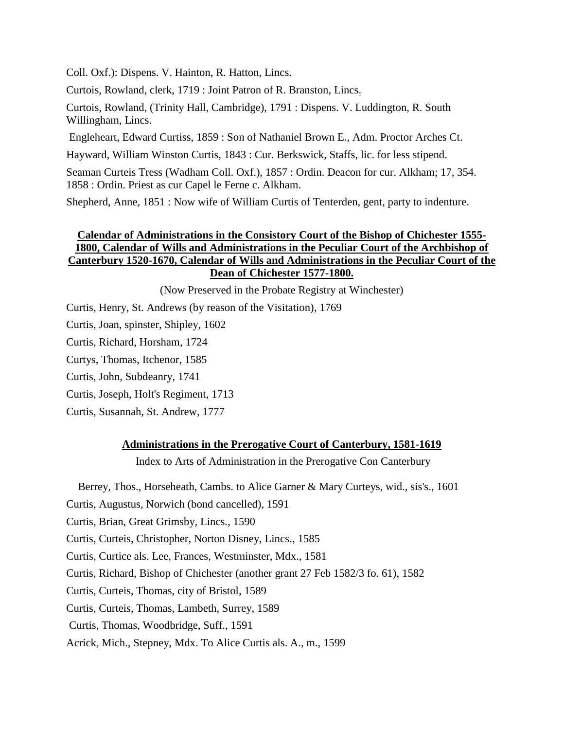Coll. Oxf.): Dispens. V. Hainton, R. Hatton, Lincs.

Curtois, Rowland, clerk, 1719 : Joint Patron of R. Branston, Lincs.

Curtois, Rowland, (Trinity Hall, Cambridge), 1791 : Dispens. V. Luddington, R. South Willingham, Lincs.

Engleheart, Edward Curtiss, 1859 : Son of Nathaniel Brown E., Adm. Proctor Arches Ct.

Hayward, William Winston Curtis, 1843 : Cur. Berkswick, Staffs, lic. for less stipend.

Seaman Curteis Tress (Wadham Coll. Oxf.), 1857 : Ordin. Deacon for cur. Alkham; 17, 354. 1858 : Ordin. Priest as cur Capel le Ferne c. Alkham.

Shepherd, Anne, 1851 : Now wife of William Curtis of Tenterden, gent, party to indenture.

## Calendar of Administrations in the Consistory Court of the Bishop of Chichester 1555-1800, Calendar of Wills and Administrations in the Peculiar Court of the Archbishop of Canterbury 1520-1670, Calendar of Wills and Administrations in the Peculiar Court of the Dean of Chichester 1577-1800.

(Now Preserved in the Probate Registry at Winchester)

Curtis, Henry, St. Andrews (by reason of the Visitation), 1769

Curtis, Joan, spinster, Shipley, 1602

Curtis, Richard, Horsham, 1724

Curtys, Thomas, Itchenor, 1585

Curtis, John, Subdeanry, 1741

Curtis, Joseph, Holt's Regiment, 1713

Curtis, Susannah, St. Andrew, 1777

## Administrations in the Prerogative Court of Canterbury, 1581-1619

Index to Arts of Administration in the Prerogative Con Canterbury

Berrey, Thos., Horseheath, Cambs. to Alice Garner & Mary Curteys, wid., sis's., 1601

Curtis, Augustus, Norwich (bond cancelled), 1591

Curtis, Brian, Great Grimsby, Lincs., 1590

Curtis, Curteis, Christopher, Norton Disney, Lincs., 1585

Curtis, Curtice als. Lee, Frances, Westminster, Mdx., 1581

Curtis, Richard, Bishop of Chichester (another grant 27 Feb 1582/3 fo. 61), 1582

Curtis, Curteis, Thomas, city of Bristol, 1589

Curtis, Curteis, Thomas, Lambeth, Surrey, 1589

Curtis, Thomas, Woodbridge, Suff., 1591

Acrick, Mich., Stepney, Mdx. To Alice Curtis als. A., m., 1599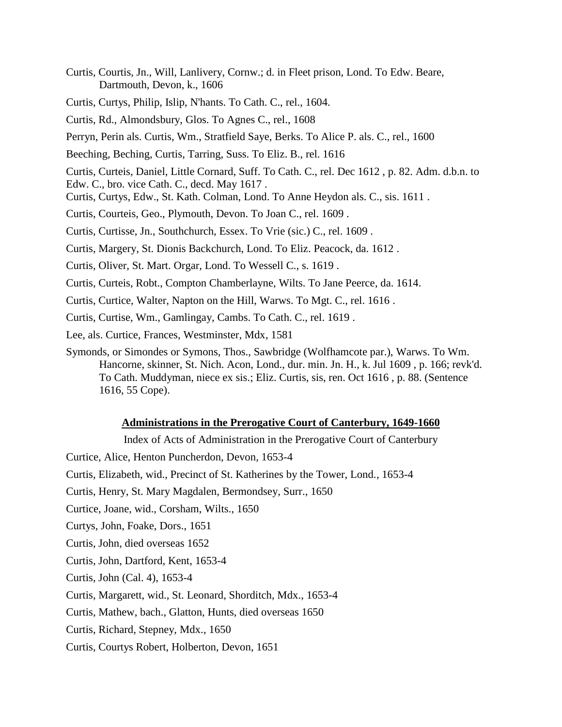Curtis, Courtis, Jn., Will, Lanlivery, Cornw.; d. in Fleet prison, Lond. To Edw. Beare, Dartmouth, Devon, k., 1606

Curtis, Curtys, Philip, Islip, N'hants. To Cath. C., rel., 1604.

Curtis, Rd., Almondsbury, Glos. To Agnes C., rel., 1608

Perryn, Perin als. Curtis, Wm., Stratfield Saye, Berks. To Alice P. als. C., rel., 1600

Beeching, Beching, Curtis, Tarring, Suss. To Eliz. B., rel. 1616

Curtis, Curteis, Daniel, Little Cornard, Suff. To Cath. C., rel. Dec 1612 , p. 82. Adm. d.b.n. to Edw. C., bro. vice Cath. C., decd. May 1617 .

Curtis, Curtys, Edw., St. Kath. Colman, Lond. To Anne Heydon als. C., sis. 1611 .

Curtis, Courteis, Geo., Plymouth, Devon. To Joan C., rel. 1609 .

Curtis, Curtisse, Jn., Southchurch, Essex. To Vrie (sic.) C., rel. 1609 .

Curtis, Margery, St. Dionis Backchurch, Lond. To Eliz. Peacock, da. 1612 .

Curtis, Oliver, St. Mart. Orgar, Lond. To Wessell C., s. 1619 .

Curtis, Curteis, Robt., Compton Chamberlayne, Wilts. To Jane Peerce, da. 1614.

Curtis, Curtice, Walter, Napton on the Hill, Warws. To Mgt. C., rel. 1616 .

Curtis, Curtise, Wm., Gamlingay, Cambs. To Cath. C., rel. 1619 .

Lee, als. Curtice, Frances, Westminster, Mdx, 1581

Symonds, or Simondes or Symons, Thos., Sawbridge (Wolfhamcote par.), Warws. To Wm. Hancorne, skinner, St. Nich. Acon, Lond., dur. min. Jn. H., k. Jul 1609 , p. 166; revk'd. To Cath. Muddyman, niece ex sis.; Eliz. Curtis, sis, ren. Oct 1616 , p. 88. (Sentence 1616, 55 Cope).

## Administrations in the Prerogative Court of Canterbury, 1649-1660

Index of Acts of Administration in the Prerogative Court of Canterbury

Curtice, Alice, Henton Puncherdon, Devon, 1653-4

Curtis, Elizabeth, wid., Precinct of St. Katherines by the Tower, Lond., 1653-4

Curtis, Henry, St. Mary Magdalen, Bermondsey, Surr., 1650

Curtice, Joane, wid., Corsham, Wilts., 1650

Curtys, John, Foake, Dors., 1651

Curtis, John, died overseas 1652

Curtis, John, Dartford, Kent, 1653-4

Curtis, John (Cal. 4), 1653-4

Curtis, Margarett, wid., St. Leonard, Shorditch, Mdx., 1653-4

Curtis, Mathew, bach., Glatton, Hunts, died overseas 1650

Curtis, Richard, Stepney, Mdx., 1650

Curtis, Courtys Robert, Holberton, Devon, 1651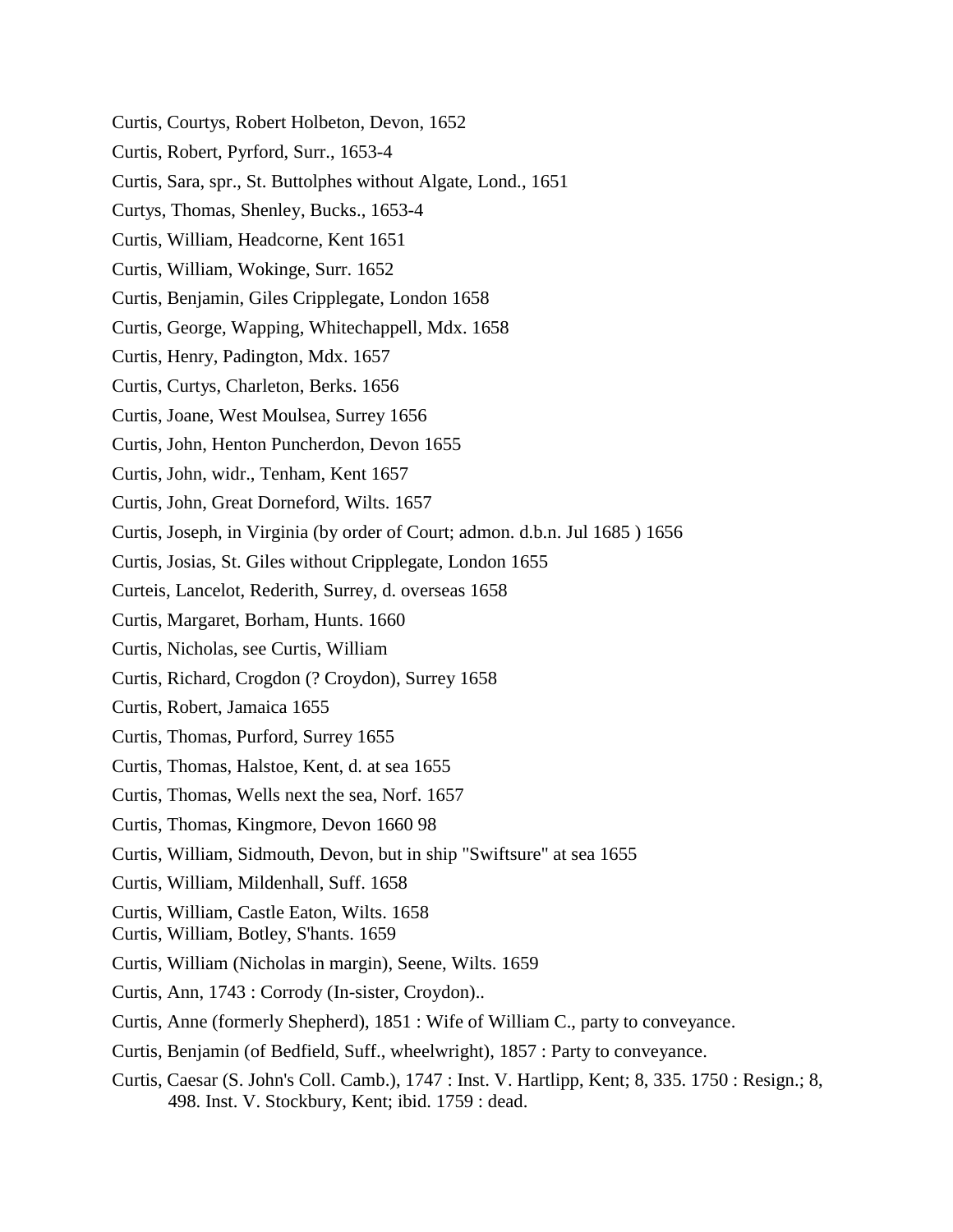Curtis, Courtys, Robert Holbeton, Devon, 1652

Curtis, Robert, Pyrford, Surr., 1653-4

Curtis, Sara, spr., St. Buttolphes without Algate, Lond., 1651

Curtys, Thomas, Shenley, Bucks., 1653-4

Curtis, William, Headcorne, Kent 1651

Curtis, William, Wokinge, Surr. 1652

Curtis, Benjamin, Giles Cripplegate, London 1658

Curtis, George, Wapping, Whitechappell, Mdx. 1658

Curtis, Henry, Padington, Mdx. 1657

Curtis, Curtys, Charleton, Berks. 1656

Curtis, Joane, West Moulsea, Surrey 1656

Curtis, John, Henton Puncherdon, Devon 1655

Curtis, John, widr., Tenham, Kent 1657

Curtis, John, Great Dorneford, Wilts. 1657

Curtis, Joseph, in Virginia (by order of Court; admon. d.b.n. Jul 1685 ) 1656

Curtis, Josias, St. Giles without Cripplegate, London 1655

Curteis, Lancelot, Rederith, Surrey, d. overseas 1658

Curtis, Margaret, Borham, Hunts. 1660

Curtis, Nicholas, see Curtis, William

Curtis, Richard, Crogdon (? Croydon), Surrey 1658

Curtis, Robert, Jamaica 1655

Curtis, Thomas, Purford, Surrey 1655

Curtis, Thomas, Halstoe, Kent, d. at sea 1655

Curtis, Thomas, Wells next the sea, Norf. 1657

Curtis, Thomas, Kingmore, Devon 1660 98

Curtis, William, Sidmouth, Devon, but in ship "Swiftsure" at sea 1655

Curtis, William, Mildenhall, Suff. 1658

Curtis, William, Castle Eaton, Wilts. 1658

Curtis, William, Botley, S'hants. 1659

Curtis, William (Nicholas in margin), Seene, Wilts. 1659

Curtis, Ann, 1743 : Corrody (In-sister, Croydon)..

Curtis, Anne (formerly Shepherd), 1851 : Wife of William C., party to conveyance.

Curtis, Benjamin (of Bedfield, Suff., wheelwright), 1857 : Party to conveyance.

Curtis, Caesar (S. John's Coll. Camb.), 1747 : Inst. V. Hartlipp, Kent; 8, 335. 1750 : Resign.; 8, 498. Inst. V. Stockbury, Kent; ibid. 1759 : dead.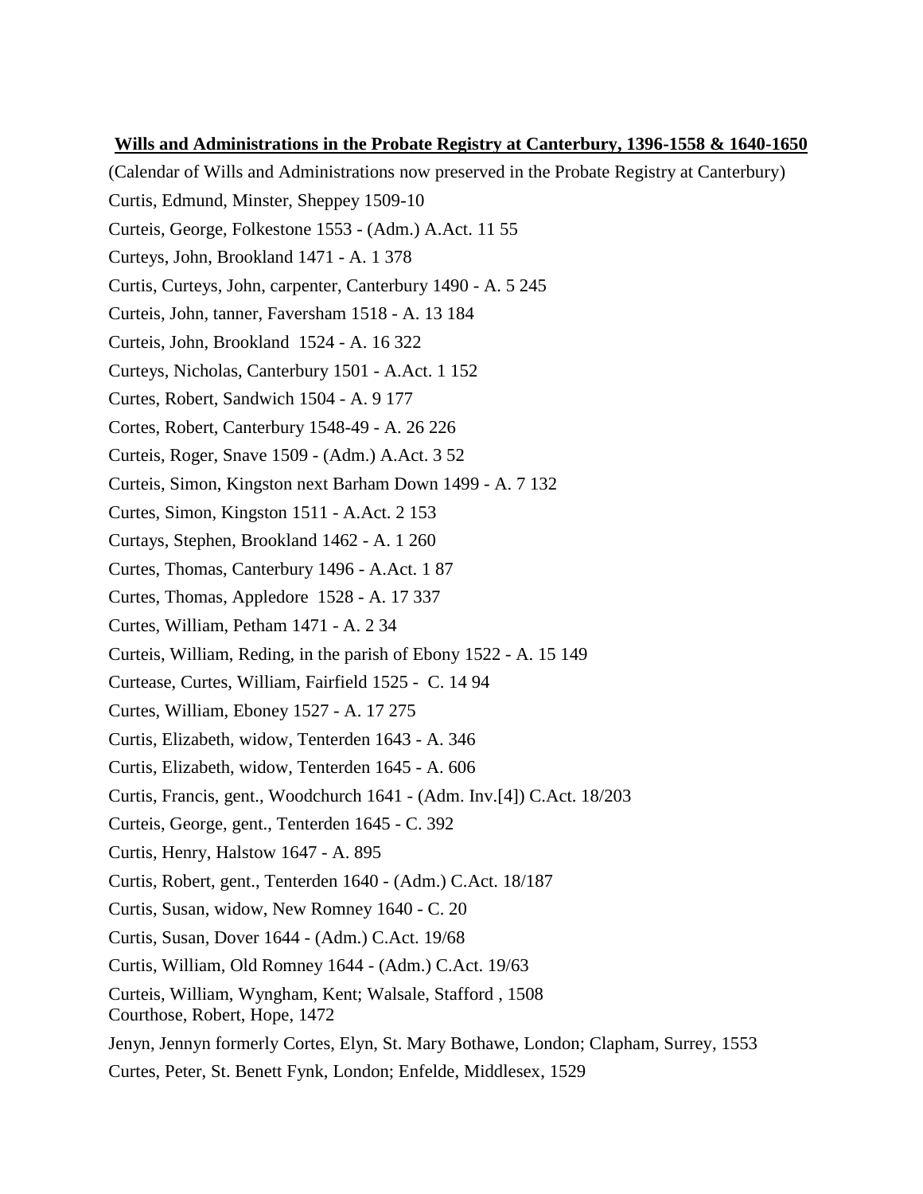**Wills and Administrations in the Probate Registry at Canterbury, 1396-1558 & 1640-1650**

(Calendar of Wills and Administrations now preserved in the Probate Registry at Canterbury)

Curtis, Edmund, Minster, Sheppey 1509-10

Curteis, George, Folkestone 1553 - (Adm.) A.Act. 11 55

Curteys, John, Brookland 1471 - A. 1 378

Curtis, Curteys, John, carpenter, Canterbury 1490 - A. 5 245

Curteis, John, tanner, Faversham 1518 - A. 13 184

Curteis, John, Brookland 1524 - A. 16 322

Curteys, Nicholas, Canterbury 1501 - A.Act. 1 152

Curtes, Robert, Sandwich 1504 - A. 9 177

Cortes, Robert, Canterbury 1548-49 - A. 26 226

Curteis, Roger, Snave 1509 - (Adm.) A.Act. 3 52

Curteis, Simon, Kingston next Barham Down 1499 - A. 7 132

Curtes, Simon, Kingston 1511 - A.Act. 2 153

Curtays, Stephen, Brookland 1462 - A. 1 260

Curtes, Thomas, Canterbury 1496 - A.Act. 1 87

Curtes, Thomas, Appledore 1528 - A. 17 337

Curtes, William, Petham 1471 - A. 2 34

Curteis, William, Reding, in the parish of Ebony 1522 - A. 15 149

Curtease, Curtes, William, Fairfield 1525 - C. 14 94

Curtes, William, Eboney 1527 - A. 17 275

Curtis, Elizabeth, widow, Tenterden 1643 - A. 346

Curtis, Elizabeth, widow, Tenterden 1645 - A. 606

Curtis, Francis, gent., Woodchurch 1641 - (Adm. Inv.[4]) C.Act. 18/203

Curteis, George, gent., Tenterden 1645 - C. 392

Curtis, Henry, Halstow 1647 - A. 895

Curtis, Robert, gent., Tenterden 1640 - (Adm.) C.Act. 18/187

Curtis, Susan, widow, New Romney 1640 - C. 20

Curtis, Susan, Dover 1644 - (Adm.) C.Act. 19/68

Curtis, William, Old Romney 1644 - (Adm.) C.Act. 19/63

Curteis, William, Wyngham, Kent; Walsale, Stafford , 1508

Courthose, Robert, Hope, 1472

Jenyn, Jennyn formerly Cortes, Elyn, St. Mary Bothawe, London; Clapham, Surrey, 1553

Curtes, Peter, St. Benett Fynk, London; Enfelde, Middlesex, 1529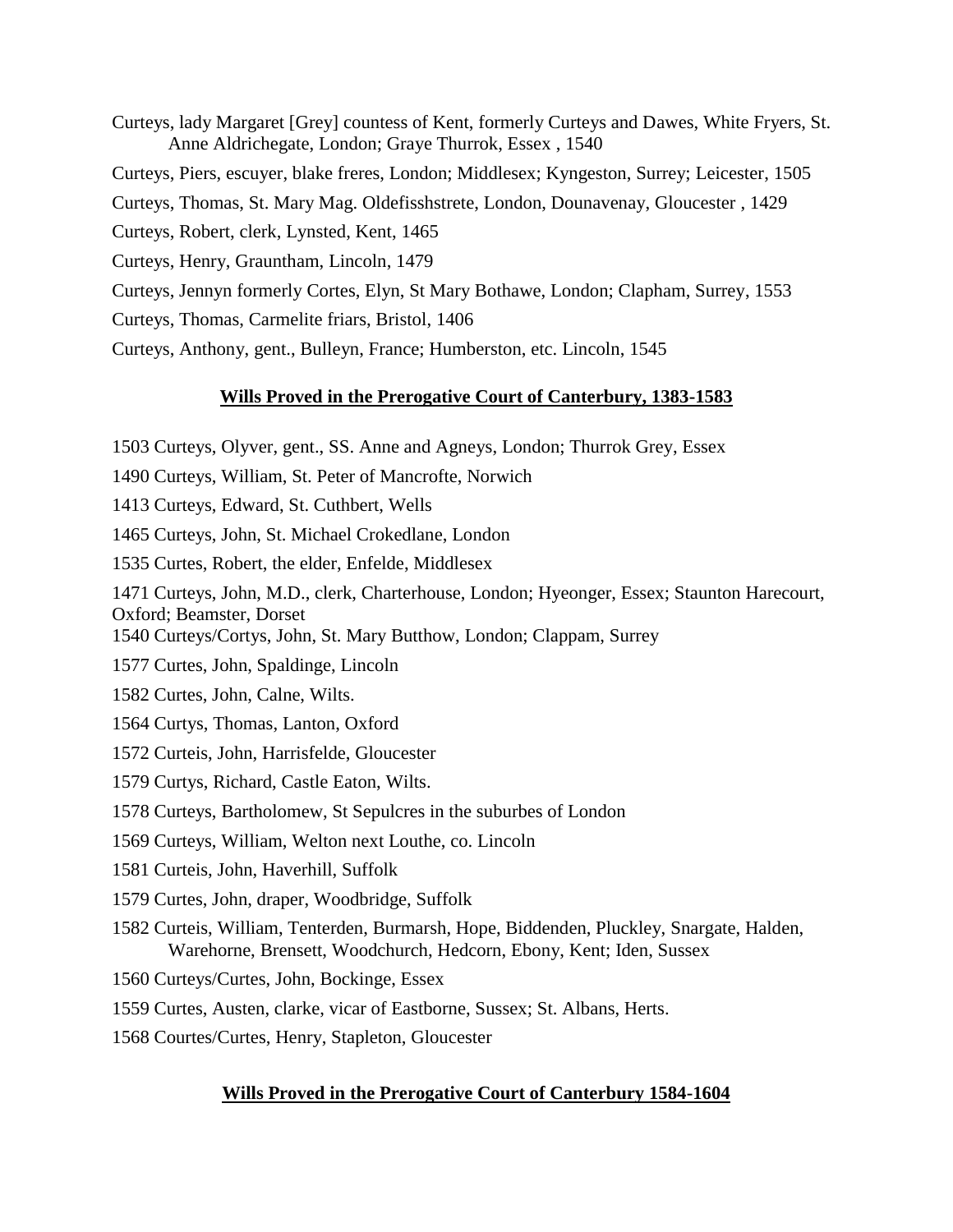Curteys, lady Margaret [Grey] countess of Kent, formerly Curteys and Dawes, White Fryers, St. Anne Aldrichegate, London; Graye Thurrok, Essex , 1540

Curteys, Piers, escuyer, blake freres, London; Middlesex; Kyngeston, Surrey; Leicester, 1505

Curteys, Thomas, St. Mary Mag. Oldefisshstrete, London, Dounavenay, Gloucester , 1429

Curteys, Robert, clerk, Lynsted, Kent, 1465

Curteys, Henry, Grauntham, Lincoln, 1479

Curteys, Jennyn formerly Cortes, Elyn, St Mary Bothawe, London; Clapham, Surrey, 1553

Curteys, Thomas, Carmelite friars, Bristol, 1406

Curteys, Anthony, gent., Bulleyn, France; Humberston, etc. Lincoln, 1545

## Wills Proved in the Prerogative Court of Canterbury, 1383-1583

1503 Curteys, Olyver, gent., SS. Anne and Agneys, London; Thurrok Grey, Essex

1490 Curteys, William, St. Peter of Mancrofte, Norwich

1413 Curteys, Edward, St. Cuthbert, Wells

1465 Curteys, John, St. Michael Crokedlane, London

1535 Curtes, Robert, the elder, Enfelde, Middlesex

1471 Curteys, John, M.D., clerk, Charterhouse, London; Hyeonger, Essex; Staunton Harecourt, Oxford; Beamster, Dorset

1540 Curteys/Cortys, John, St. Mary Butthow, London; Clappam, Surrey

1577 Curtes, John, Spaldinge, Lincoln

1582 Curtes, John, Calne, Wilts.

1564 Curtys, Thomas, Lanton, Oxford

1572 Curteis, John, Harrisfelde, Gloucester

1579 Curtys, Richard, Castle Eaton, Wilts.

1578 Curteys, Bartholomew, St Sepulcres in the suburbes of London

1569 Curteys, William, Welton next Louthe, co. Lincoln

1581 Curteis, John, Haverhill, Suffolk

1579 Curtes, John, draper, Woodbridge, Suffolk

1582 Curteis, William, Tenterden, Burmarsh, Hope, Biddenden, Pluckley, Snargate, Halden, Warehorne, Brensett, Woodchurch, Hedcorn, Ebony, Kent; Iden, Sussex

1560 Curteys/Curtes, John, Bockinge, Essex

1559 Curtes, Austen, clarke, vicar of Eastborne, Sussex; St. Albans, Herts.

1568 Courtes/Curtes, Henry, Stapleton, Gloucester

## Wills Proved in the Prerogative Court of Canterbury 1584-1604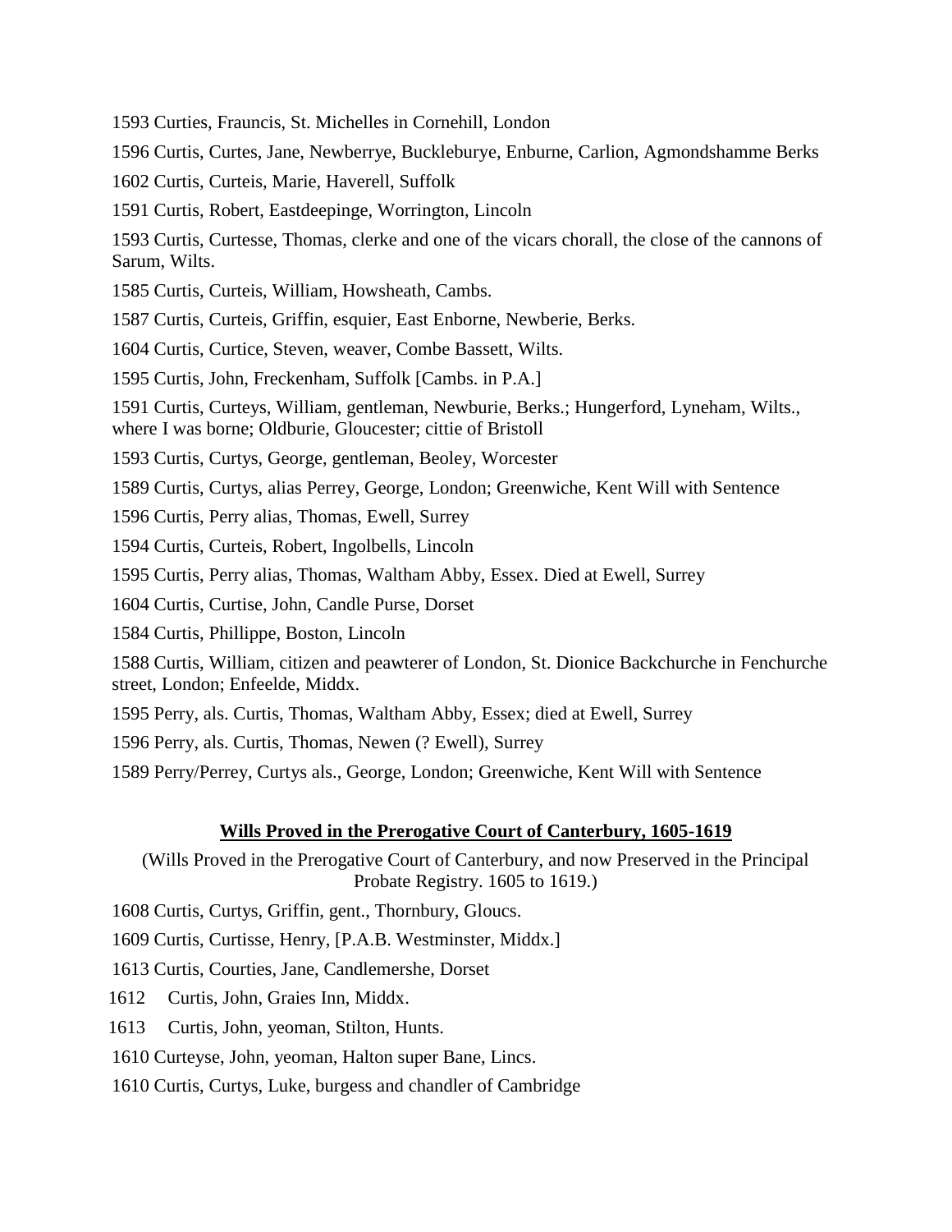1593 Curties, Frauncis, St. Michelles in Cornehill, London

1596 Curtis, Curtes, Jane, Newberrye, Buckleburye, Enburne, Carlion, Agmondshamme Berks

1602 Curtis, Curteis, Marie, Haverell, Suffolk

1591 Curtis, Robert, Eastdeepinge, Worrington, Lincoln

1593 Curtis, Curtesse, Thomas, clerke and one of the vicars chorall, the close of the cannons of Sarum, Wilts.

1585 Curtis, Curteis, William, Howsheath, Cambs.

1587 Curtis, Curteis, Griffin, esquier, East Enborne, Newberie, Berks.

1604 Curtis, Curtice, Steven, weaver, Combe Bassett, Wilts.

1595 Curtis, John, Freckenham, Suffolk [Cambs. in P.A.]

1591 Curtis, Curteys, William, gentleman, Newburie, Berks.; Hungerford, Lyneham, Wilts., where I was borne; Oldburie, Gloucester; cittie of Bristoll

1593 Curtis, Curtys, George, gentleman, Beoley, Worcester

1589 Curtis, Curtys, alias Perrey, George, London; Greenwiche, Kent Will with Sentence

1596 Curtis, Perry alias, Thomas, Ewell, Surrey

1594 Curtis, Curteis, Robert, Ingolbells, Lincoln

1595 Curtis, Perry alias, Thomas, Waltham Abby, Essex. Died at Ewell, Surrey

1604 Curtis, Curtise, John, Candle Purse, Dorset

1584 Curtis, Phillippe, Boston, Lincoln

1588 Curtis, William, citizen and peawterer of London, St. Dionice Backchurche in Fenchurche street, London; Enfeelde, Middx.

1595 Perry, als. Curtis, Thomas, Waltham Abby, Essex; died at Ewell, Surrey

1596 Perry, als. Curtis, Thomas, Newen (? Ewell), Surrey

1589 Perry/Perrey, Curtys als., George, London; Greenwiche, Kent Will with Sentence

## Wills Proved in the Prerogative Court of Canterbury, 1605-1619

(Wills Proved in the Prerogative Court of Canterbury, and now Preserved in the Principal Probate Registry. 1605 to 1619.)

1608 Curtis, Curtys, Griffin, gent., Thornbury, Gloucs.

1609 Curtis, Curtisse, Henry, [P.A.B. Westminster, Middx.]

1613 Curtis, Courties, Jane, Candlemershe, Dorset

1612 Curtis, John, Graies Inn, Middx.

1613 Curtis, John, yeoman, Stilton, Hunts.

1610 Curteyse, John, yeoman, Halton super Bane, Lincs.

1610 Curtis, Curtys, Luke, burgess and chandler of Cambridge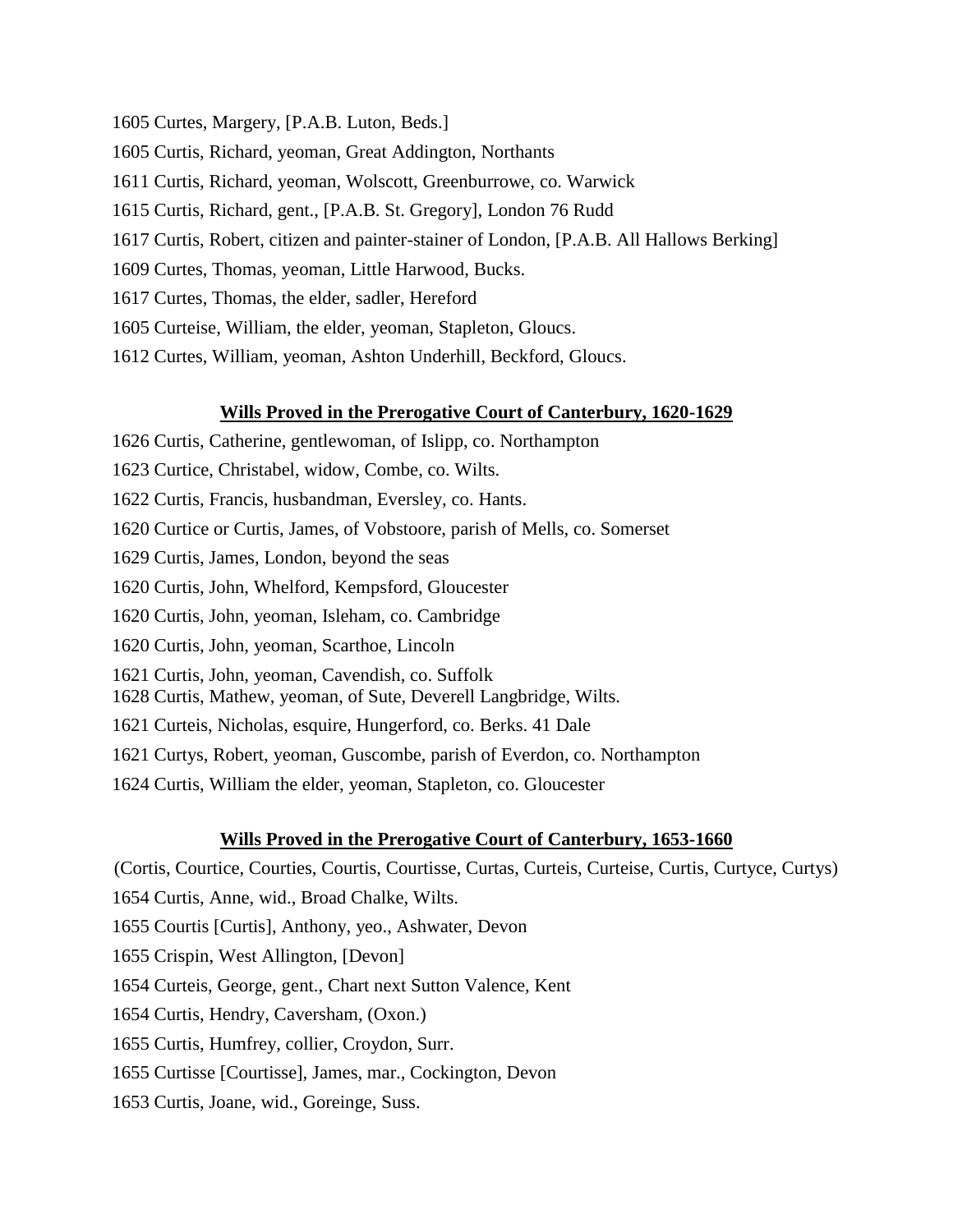1605 Curtes, Margery, [P.A.B. Luton, Beds.]

1605 Curtis, Richard, yeoman, Great Addington, Northants

1611 Curtis, Richard, yeoman, Wolscott, Greenburrowe, co. Warwick

1615 Curtis, Richard, gent., [P.A.B. St. Gregory], London 76 Rudd

1617 Curtis, Robert, citizen and painter-stainer of London, [P.A.B. All Hallows Berking]

1609 Curtes, Thomas, yeoman, Little Harwood, Bucks.

1617 Curtes, Thomas, the elder, sadler, Hereford

1605 Curteise, William, the elder, yeoman, Stapleton, Gloucs.

1612 Curtes, William, yeoman, Ashton Underhill, Beckford, Gloucs.

## Wills Proved in the Prerogative Court of Canterbury, 1620-1629

1626 Curtis, Catherine, gentlewoman, of Islipp, co. Northampton

1623 Curtice, Christabel, widow, Combe, co. Wilts.

1622 Curtis, Francis, husbandman, Eversley, co. Hants.

1620 Curtice or Curtis, James, of Vobstoore, parish of Mells, co. Somerset

1629 Curtis, James, London, beyond the seas

1620 Curtis, John, Whelford, Kempsford, Gloucester

1620 Curtis, John, yeoman, Isleham, co. Cambridge

1620 Curtis, John, yeoman, Scarthoe, Lincoln

1621 Curtis, John, yeoman, Cavendish, co. Suffolk

1628 Curtis, Mathew, yeoman, of Sute, Deverell Langbridge, Wilts.

1621 Curteis, Nicholas, esquire, Hungerford, co. Berks. 41 Dale

1621 Curtys, Robert, yeoman, Guscombe, parish of Everdon, co. Northampton

1624 Curtis, William the elder, yeoman, Stapleton, co. Gloucester

## Wills Proved in the Prerogative Court of Canterbury, 1653-1660

(Cortis, Courtice, Courties, Courtis, Courtisse, Curtas, Curteis, Curteise, Curtis, Curtyce, Curtys)

1654 Curtis, Anne, wid., Broad Chalke, Wilts.

1655 Courtis [Curtis], Anthony, yeo., Ashwater, Devon

1655 Crispin, West Allington, [Devon]

1654 Curteis, George, gent., Chart next Sutton Valence, Kent

1654 Curtis, Hendry, Caversham, (Oxon.)

1655 Curtis, Humfrey, collier, Croydon, Surr.

1655 Curtisse [Courtisse], James, mar., Cockington, Devon

1653 Curtis, Joane, wid., Goreinge, Suss.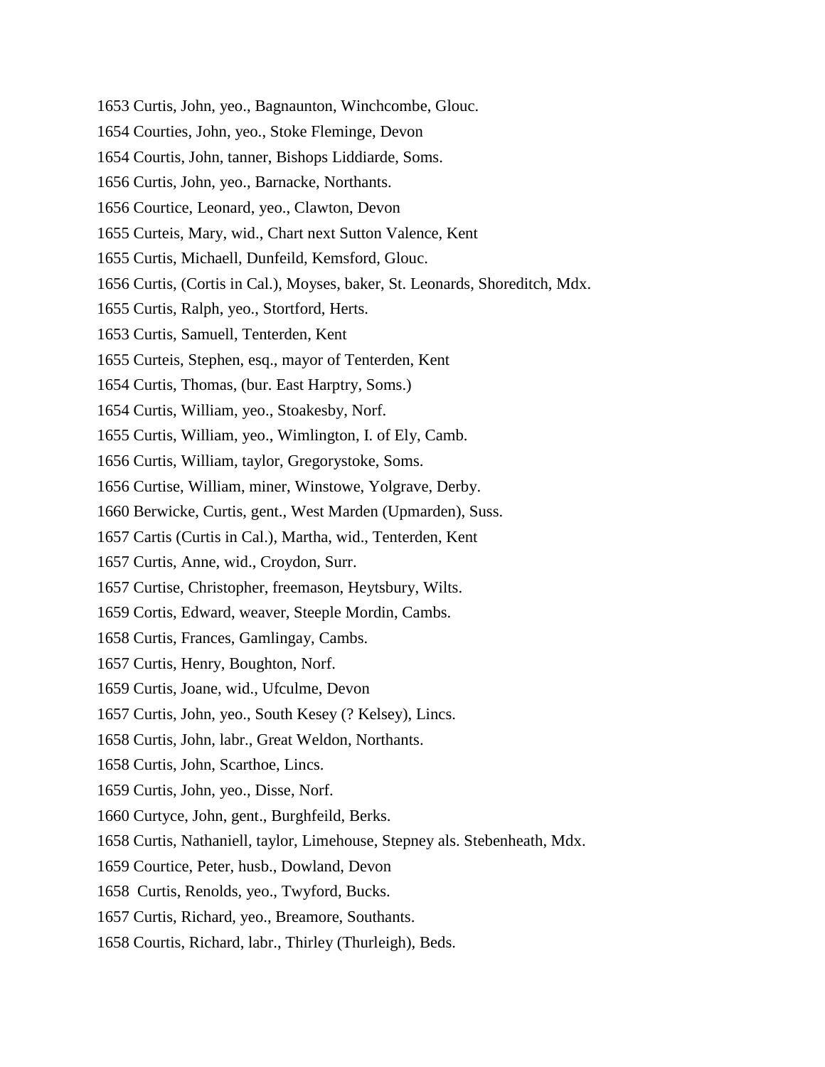1653 Curtis, John, yeo., Bagnaunton, Winchcombe, Glouc.

1654 Courties, John, yeo., Stoke Fleminge, Devon

1654 Courtis, John, tanner, Bishops Liddiarde, Soms.

1656 Curtis, John, yeo., Barnacke, Northants.

1656 Courtice, Leonard, yeo., Clawton, Devon

1655 Curteis, Mary, wid., Chart next Sutton Valence, Kent

1655 Curtis, Michaell, Dunfeild, Kemsford, Glouc.

1656 Curtis, (Cortis in Cal.), Moyses, baker, St. Leonards, Shoreditch, Mdx.

1655 Curtis, Ralph, yeo., Stortford, Herts.

1653 Curtis, Samuell, Tenterden, Kent

1655 Curteis, Stephen, esq., mayor of Tenterden, Kent

1654 Curtis, Thomas, (bur. East Harptry, Soms.)

1654 Curtis, William, yeo., Stoakesby, Norf.

1655 Curtis, William, yeo., Wimlington, I. of Ely, Camb.

1656 Curtis, William, taylor, Gregorystoke, Soms.

1656 Curtise, William, miner, Winstowe, Yolgrave, Derby.

1660 Berwicke, Curtis, gent., West Marden (Upmarden), Suss.

1657 Cartis (Curtis in Cal.), Martha, wid., Tenterden, Kent

1657 Curtis, Anne, wid., Croydon, Surr.

1657 Curtise, Christopher, freemason, Heytsbury, Wilts.

1659 Cortis, Edward, weaver, Steeple Mordin, Cambs.

1658 Curtis, Frances, Gamlingay, Cambs.

1657 Curtis, Henry, Boughton, Norf.

1659 Curtis, Joane, wid., Ufculme, Devon

1657 Curtis, John, yeo., South Kesey (? Kelsey), Lincs.

1658 Curtis, John, labr., Great Weldon, Northants.

1658 Curtis, John, Scarthoe, Lincs.

1659 Curtis, John, yeo., Disse, Norf.

1660 Curtyce, John, gent., Burghfeild, Berks.

1658 Curtis, Nathaniell, taylor, Limehouse, Stepney als. Stebenheath, Mdx.

1659 Courtice, Peter, husb., Dowland, Devon

1658 Curtis, Renolds, yeo., Twyford, Bucks.

1657 Curtis, Richard, yeo., Breamore, Southants.

1658 Courtis, Richard, labr., Thirley (Thurleigh), Beds.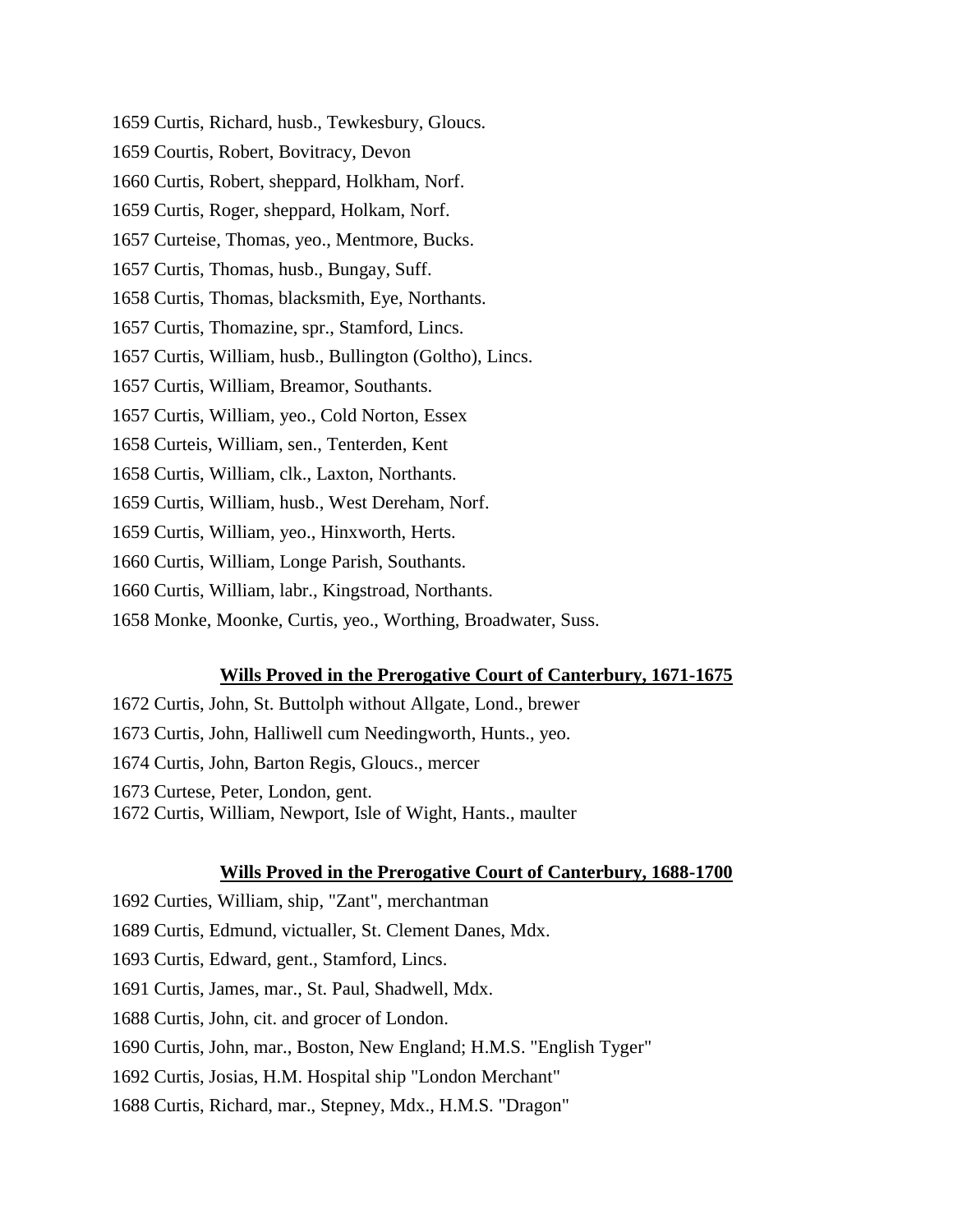1659 Curtis, Richard, husb., Tewkesbury, Gloucs.

1659 Courtis, Robert, Bovitracy, Devon

1660 Curtis, Robert, sheppard, Holkham, Norf.

1659 Curtis, Roger, sheppard, Holkam, Norf.

1657 Curteise, Thomas, yeo., Mentmore, Bucks.

1657 Curtis, Thomas, husb., Bungay, Suff.

1658 Curtis, Thomas, blacksmith, Eye, Northants.

1657 Curtis, Thomazine, spr., Stamford, Lincs.

1657 Curtis, William, husb., Bullington (Goltho), Lincs.

1657 Curtis, William, Breamor, Southants.

1657 Curtis, William, yeo., Cold Norton, Essex

1658 Curteis, William, sen., Tenterden, Kent

1658 Curtis, William, clk., Laxton, Northants.

1659 Curtis, William, husb., West Dereham, Norf.

1659 Curtis, William, yeo., Hinxworth, Herts.

1660 Curtis, William, Longe Parish, Southants.

1660 Curtis, William, labr., Kingstroad, Northants.

1658 Monke, Moonke, Curtis, yeo., Worthing, Broadwater, Suss.

**Wills Proved in the Prerogative Court of Canterbury, 1671-1675**

1672 Curtis, John, St. Buttolph without Allgate, Lond., brewer

1673 Curtis, John, Halliwell cum Needingworth, Hunts., yeo.

1674 Curtis, John, Barton Regis, Gloucs., mercer

1673 Curtese, Peter, London, gent.

1672 Curtis, William, Newport, Isle of Wight, Hants., maulter

**Wills Proved in the Prerogative Court of Canterbury, 1688-1700**

1692 Curties, William, ship, "Zant", merchantman

1689 Curtis, Edmund, victualler, St. Clement Danes, Mdx.

1693 Curtis, Edward, gent., Stamford, Lincs.

1691 Curtis, James, mar., St. Paul, Shadwell, Mdx.

1688 Curtis, John, cit. and grocer of London.

1690 Curtis, John, mar., Boston, New England; H.M.S. "English Tyger"

1692 Curtis, Josias, H.M. Hospital ship "London Merchant"

1688 Curtis, Richard, mar., Stepney, Mdx., H.M.S. "Dragon"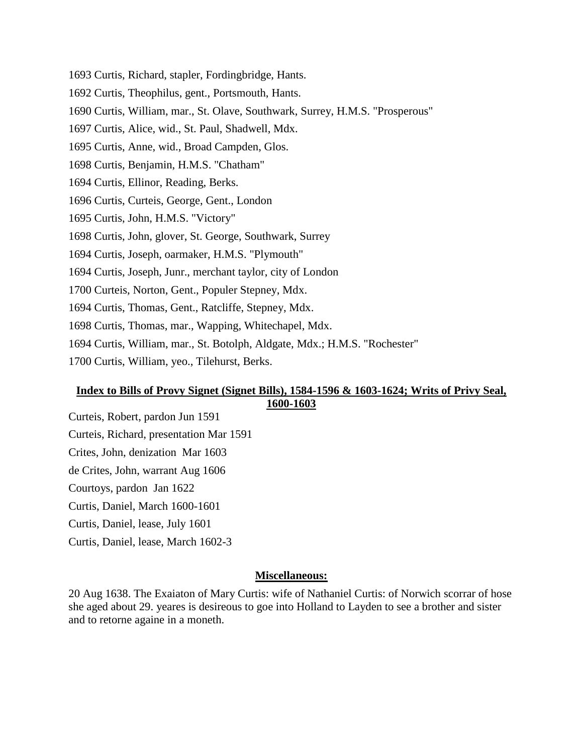1693 Curtis, Richard, stapler, Fordingbridge, Hants.

1692 Curtis, Theophilus, gent., Portsmouth, Hants.

1690 Curtis, William, mar., St. Olave, Southwark, Surrey, H.M.S. "Prosperous"

1697 Curtis, Alice, wid., St. Paul, Shadwell, Mdx.

1695 Curtis, Anne, wid., Broad Campden, Glos.

1698 Curtis, Benjamin, H.M.S. "Chatham"

1694 Curtis, Ellinor, Reading, Berks.

1696 Curtis, Curteis, George, Gent., London

1695 Curtis, John, H.M.S. "Victory"

1698 Curtis, John, glover, St. George, Southwark, Surrey

1694 Curtis, Joseph, oarmaker, H.M.S. "Plymouth"

1694 Curtis, Joseph, Junr., merchant taylor, city of London

1700 Curteis, Norton, Gent., Populer Stepney, Mdx.

1694 Curtis, Thomas, Gent., Ratcliffe, Stepney, Mdx.

1698 Curtis, Thomas, mar., Wapping, Whitechapel, Mdx.

1694 Curtis, William, mar., St. Botolph, Aldgate, Mdx.; H.M.S. "Rochester"

1700 Curtis, William, yeo., Tilehurst, Berks.

## Index to Bills of Provy Signet (Signet Bills), 1584-1596 & 1603-1624; Writs of Privy Seal, 1600-1603

Curteis, Robert, pardon Jun 1591

Curteis, Richard, presentation Mar 1591

Crites, John, denization Mar 1603

de Crites, John, warrant Aug 1606

Courtoys, pardon Jan 1622

Curtis, Daniel, March 1600-1601

Curtis, Daniel, lease, July 1601

Curtis, Daniel, lease, March 1602-3

## Miscellaneous:

20 Aug 1638. The Exaiaton of Mary Curtis: wife of Nathaniel Curtis: of Norwich scorrar of hose she aged about 29. yeares is desireous to goe into Holland to Layden to see a brother and sister and to retorne againe in a moneth.